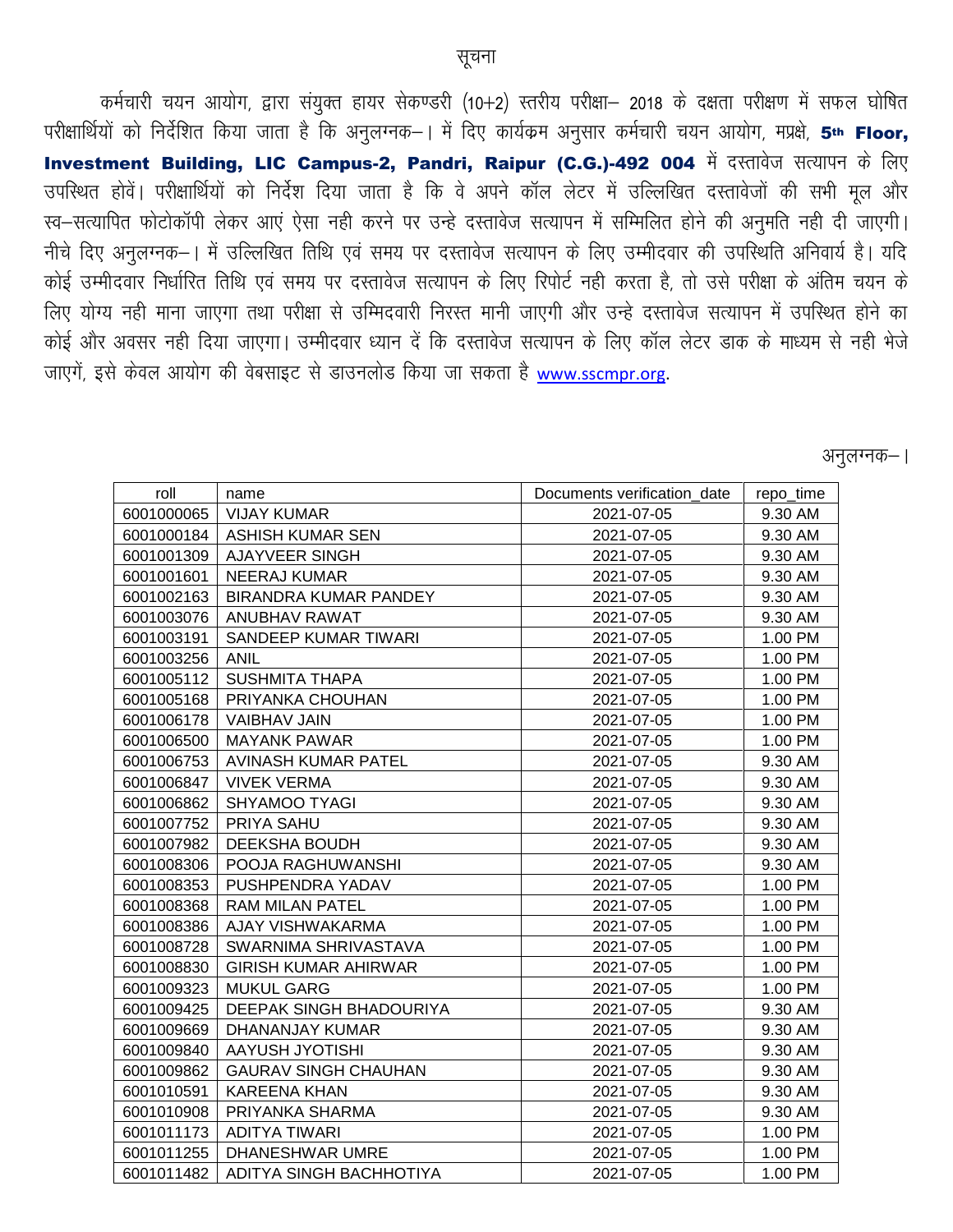# सूचना

कर्मचारी चयन आयोग, द्वारा संयुक्त हायर सेकण्डरी (10+2) स्तरीय परीक्षा– 2018 के दक्षता परीक्षण में सफल घोषित परीक्षार्थियों को निर्देशित किया जाता है कि अनुलग्नक–। में दिए कार्यक्रम अनुसार कर्मचारी चयन आयोग, मप्रक्षे, **5th Floor, Investment Building, LIC Campus-2, Pandri, Raipur (C.G.)-492 004** में दस्तावेज सत्यापन के लिए उपस्थित होवें। परीक्षार्थियों को निर्देश दिया जाता है कि वे अपने कॉल लेटर में उल्लिखित दस्तावेजों की सभी मूल और स्व–सत्यापित फोटोकॉपी लेकर आएं ऐसा नही करने पर उन्हे दस्तावेज सत्यापन में सम्मिलित होने की अनुमति नही दी जाएगी। नीचे दिए अनुलग्नक–। में उल्लिखित तिथि एवं समय पर दस्तावेज सत्यापन के लिए उम्मीदवार की उपस्थिति अनिवार्य है। यदि कोई उम्मीदवार निर्धारित तिथि एवं समय पर दस्तावेज सत्यापन के लिए रिपोर्ट नही करता है, तो उसे परीक्षा के अंतिम चयन के लिए योग्य नही माना जाएगा तथा परीक्षा से उम्मिदवारी निरस्त मानी जाएगी और उन्हे दस्तावेज सत्यापन में उपस्थित होने का कोई और अवसर नही दिया जाएगा। उम्मीदवार ध्यान दें कि दस्तावेज सत्यापन के लिए कॉल लेटर डाक के माध्यम से नही भेजे जाएगें, इसे केवल आयोग की वेबसाइट से डाउनलोड किया जा सकता है www.sscmpr.org.

अनुलग्नक–।

| roll | name | Documents verification_date | repo_time |
|---|---|---|---|
| 6001000065 | VIJAY KUMAR | 2021-07-05 | 9.30 AM |
| 6001000184 | ASHISH KUMAR SEN | 2021-07-05 | 9.30 AM |
| 6001001309 | AJAYVEER SINGH | 2021-07-05 | 9.30 AM |
| 6001001601 | NEERAJ KUMAR | 2021-07-05 | 9.30 AM |
| 6001002163 | BIRANDRA KUMAR PANDEY | 2021-07-05 | 9.30 AM |
| 6001003076 | ANUBHAV RAWAT | 2021-07-05 | 9.30 AM |
| 6001003191 | SANDEEP KUMAR TIWARI | 2021-07-05 | 1.00 PM |
| 6001003256 | ANIL | 2021-07-05 | 1.00 PM |
| 6001005112 | SUSHMITA THAPA | 2021-07-05 | 1.00 PM |
| 6001005168 | PRIYANKA CHOUHAN | 2021-07-05 | 1.00 PM |
| 6001006178 | VAIBHAV JAIN | 2021-07-05 | 1.00 PM |
| 6001006500 | MAYANK PAWAR | 2021-07-05 | 1.00 PM |
| 6001006753 | AVINASH KUMAR PATEL | 2021-07-05 | 9.30 AM |
| 6001006847 | VIVEK VERMA | 2021-07-05 | 9.30 AM |
| 6001006862 | SHYAMOO TYAGI | 2021-07-05 | 9.30 AM |
| 6001007752 | PRIYA SAHU | 2021-07-05 | 9.30 AM |
| 6001007982 | DEEKSHA BOUDH | 2021-07-05 | 9.30 AM |
| 6001008306 | POOJA RAGHUWANSHI | 2021-07-05 | 9.30 AM |
| 6001008353 | PUSHPENDRA YADAV | 2021-07-05 | 1.00 PM |
| 6001008368 | RAM MILAN PATEL | 2021-07-05 | 1.00 PM |
| 6001008386 | AJAY VISHWAKARMA | 2021-07-05 | 1.00 PM |
| 6001008728 | SWARNIMA SHRIVASTAVA | 2021-07-05 | 1.00 PM |
| 6001008830 | GIRISH KUMAR AHIRWAR | 2021-07-05 | 1.00 PM |
| 6001009323 | MUKUL GARG | 2021-07-05 | 1.00 PM |
| 6001009425 | DEEPAK SINGH BHADOURIYA | 2021-07-05 | 9.30 AM |
| 6001009669 | DHANANJAY KUMAR | 2021-07-05 | 9.30 AM |
| 6001009840 | AAYUSH JYOTISHI | 2021-07-05 | 9.30 AM |
| 6001009862 | GAURAV SINGH CHAUHAN | 2021-07-05 | 9.30 AM |
| 6001010591 | KAREENA KHAN | 2021-07-05 | 9.30 AM |
| 6001010908 | PRIYANKA SHARMA | 2021-07-05 | 9.30 AM |
| 6001011173 | ADITYA TIWARI | 2021-07-05 | 1.00 PM |
| 6001011255 | DHANESHWAR UMRE | 2021-07-05 | 1.00 PM |
| 6001011482 | ADITYA SINGH BACHHOTIYA | 2021-07-05 | 1.00 PM |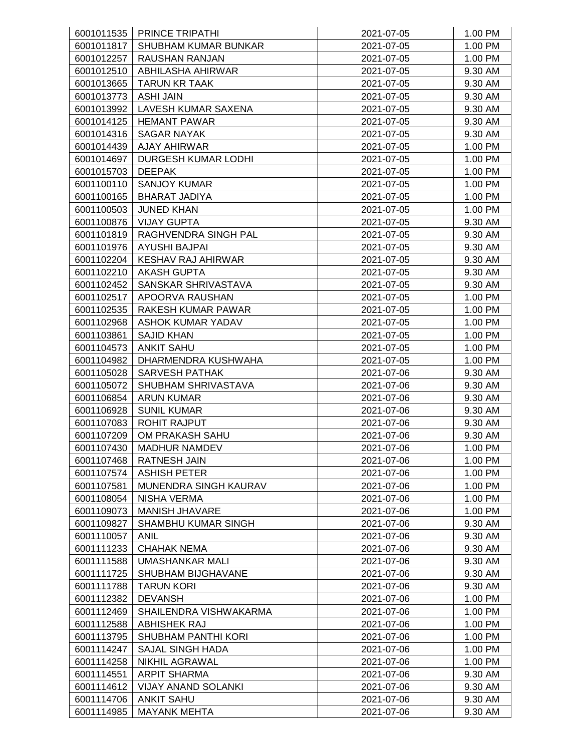| | | | |
|---|---|---|---|
| 6001011535 | PRINCE TRIPATHI | 2021-07-05 | 1.00 PM |
| 6001011817 | SHUBHAM KUMAR BUNKAR | 2021-07-05 | 1.00 PM |
| 6001012257 | RAUSHAN RANJAN | 2021-07-05 | 1.00 PM |
| 6001012510 | ABHILASHA AHIRWAR | 2021-07-05 | 9.30 AM |
| 6001013665 | TARUN KR TAAK | 2021-07-05 | 9.30 AM |
| 6001013773 | ASHI JAIN | 2021-07-05 | 9.30 AM |
| 6001013992 | LAVESH KUMAR SAXENA | 2021-07-05 | 9.30 AM |
| 6001014125 | HEMANT PAWAR | 2021-07-05 | 9.30 AM |
| 6001014316 | SAGAR NAYAK | 2021-07-05 | 9.30 AM |
| 6001014439 | AJAY AHIRWAR | 2021-07-05 | 1.00 PM |
| 6001014697 | DURGESH KUMAR LODHI | 2021-07-05 | 1.00 PM |
| 6001015703 | DEEPAK | 2021-07-05 | 1.00 PM |
| 6001100110 | SANJOY KUMAR | 2021-07-05 | 1.00 PM |
| 6001100165 | BHARAT JADIYA | 2021-07-05 | 1.00 PM |
| 6001100503 | JUNED KHAN | 2021-07-05 | 1.00 PM |
| 6001100876 | VIJAY GUPTA | 2021-07-05 | 9.30 AM |
| 6001101819 | RAGHVENDRA SINGH PAL | 2021-07-05 | 9.30 AM |
| 6001101976 | AYUSHI BAJPAI | 2021-07-05 | 9.30 AM |
| 6001102204 | KESHAV RAJ AHIRWAR | 2021-07-05 | 9.30 AM |
| 6001102210 | AKASH GUPTA | 2021-07-05 | 9.30 AM |
| 6001102452 | SANSKAR SHRIVASTAVA | 2021-07-05 | 9.30 AM |
| 6001102517 | APOORVA RAUSHAN | 2021-07-05 | 1.00 PM |
| 6001102535 | RAKESH KUMAR PAWAR | 2021-07-05 | 1.00 PM |
| 6001102968 | ASHOK KUMAR YADAV | 2021-07-05 | 1.00 PM |
| 6001103861 | SAJID KHAN | 2021-07-05 | 1.00 PM |
| 6001104573 | ANKIT SAHU | 2021-07-05 | 1.00 PM |
| 6001104982 | DHARMENDRA KUSHWAHA | 2021-07-05 | 1.00 PM |
| 6001105028 | SARVESH PATHAK | 2021-07-06 | 9.30 AM |
| 6001105072 | SHUBHAM SHRIVASTAVA | 2021-07-06 | 9.30 AM |
| 6001106854 | ARUN KUMAR | 2021-07-06 | 9.30 AM |
| 6001106928 | SUNIL KUMAR | 2021-07-06 | 9.30 AM |
| 6001107083 | ROHIT RAJPUT | 2021-07-06 | 9.30 AM |
| 6001107209 | OM PRAKASH SAHU | 2021-07-06 | 9.30 AM |
| 6001107430 | MADHUR NAMDEV | 2021-07-06 | 1.00 PM |
| 6001107468 | RATNESH JAIN | 2021-07-06 | 1.00 PM |
| 6001107574 | ASHISH PETER | 2021-07-06 | 1.00 PM |
| 6001107581 | MUNENDRA SINGH KAURAV | 2021-07-06 | 1.00 PM |
| 6001108054 | NISHA VERMA | 2021-07-06 | 1.00 PM |
| 6001109073 | MANISH JHAVARE | 2021-07-06 | 1.00 PM |
| 6001109827 | SHAMBHU KUMAR SINGH | 2021-07-06 | 9.30 AM |
| 6001110057 | ANIL | 2021-07-06 | 9.30 AM |
| 6001111233 | CHAHAK NEMA | 2021-07-06 | 9.30 AM |
| 6001111588 | UMASHANKAR MALI | 2021-07-06 | 9.30 AM |
| 6001111725 | SHUBHAM BIJGHAVANE | 2021-07-06 | 9.30 AM |
| 6001111788 | TARUN KORI | 2021-07-06 | 9.30 AM |
| 6001112382 | DEVANSH | 2021-07-06 | 1.00 PM |
| 6001112469 | SHAILENDRA VISHWAKARMA | 2021-07-06 | 1.00 PM |
| 6001112588 | ABHISHEK RAJ | 2021-07-06 | 1.00 PM |
| 6001113795 | SHUBHAM PANTHI KORI | 2021-07-06 | 1.00 PM |
| 6001114247 | SAJAL SINGH HADA | 2021-07-06 | 1.00 PM |
| 6001114258 | NIKHIL AGRAWAL | 2021-07-06 | 1.00 PM |
| 6001114551 | ARPIT SHARMA | 2021-07-06 | 9.30 AM |
| 6001114612 | VIJAY ANAND SOLANKI | 2021-07-06 | 9.30 AM |
| 6001114706 | ANKIT SAHU | 2021-07-06 | 9.30 AM |
| 6001114985 | MAYANK MEHTA | 2021-07-06 | 9.30 AM |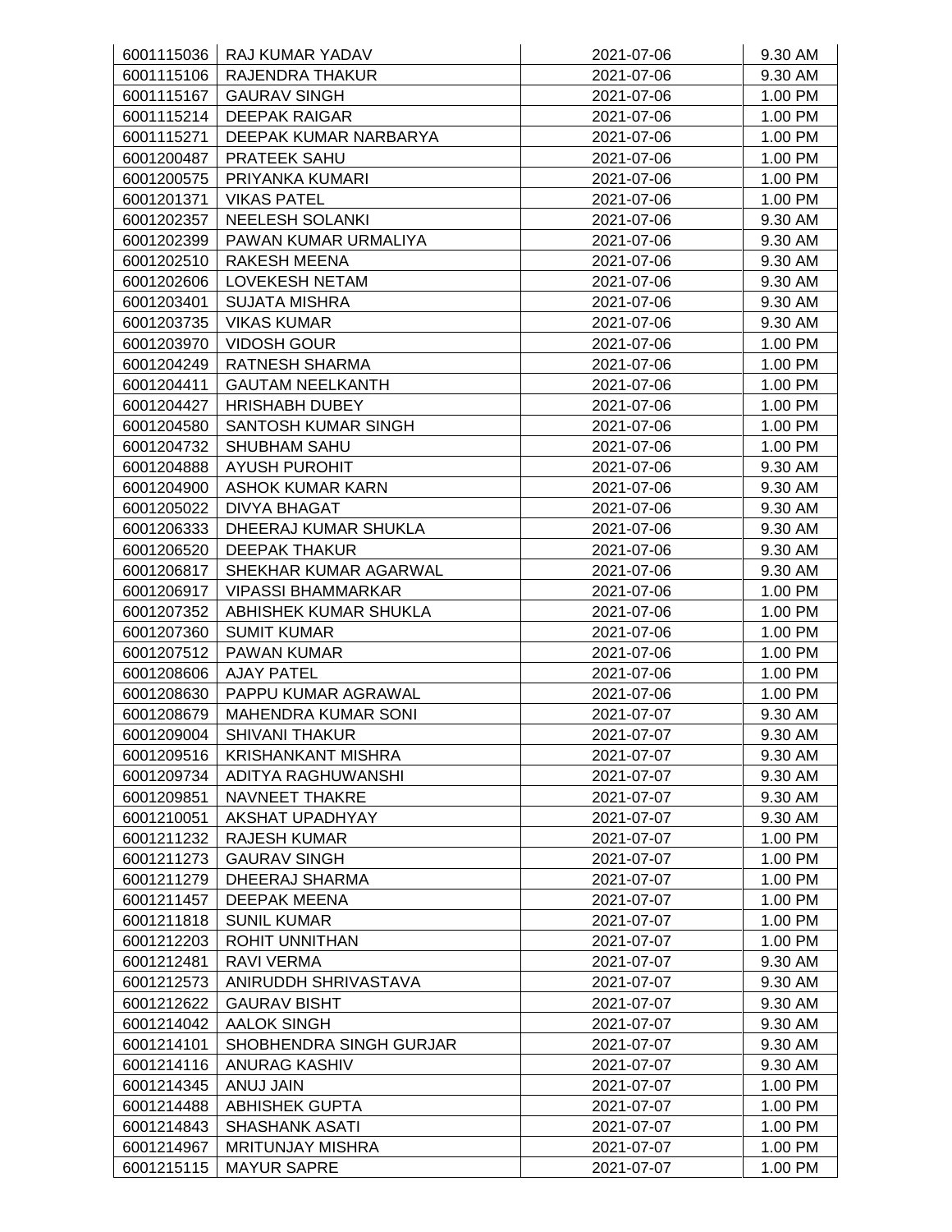| | | | |
|---|---|---|---|
| 6001115036 | RAJ KUMAR YADAV | 2021-07-06 | 9.30 AM |
| 6001115106 | RAJENDRA THAKUR | 2021-07-06 | 9.30 AM |
| 6001115167 | GAURAV SINGH | 2021-07-06 | 1.00 PM |
| 6001115214 | DEEPAK RAIGAR | 2021-07-06 | 1.00 PM |
| 6001115271 | DEEPAK KUMAR NARBARYA | 2021-07-06 | 1.00 PM |
| 6001200487 | PRATEEK SAHU | 2021-07-06 | 1.00 PM |
| 6001200575 | PRIYANKA KUMARI | 2021-07-06 | 1.00 PM |
| 6001201371 | VIKAS PATEL | 2021-07-06 | 1.00 PM |
| 6001202357 | NEELESH SOLANKI | 2021-07-06 | 9.30 AM |
| 6001202399 | PAWAN KUMAR URMALIYA | 2021-07-06 | 9.30 AM |
| 6001202510 | RAKESH MEENA | 2021-07-06 | 9.30 AM |
| 6001202606 | LOVEKESH NETAM | 2021-07-06 | 9.30 AM |
| 6001203401 | SUJATA MISHRA | 2021-07-06 | 9.30 AM |
| 6001203735 | VIKAS KUMAR | 2021-07-06 | 9.30 AM |
| 6001203970 | VIDOSH GOUR | 2021-07-06 | 1.00 PM |
| 6001204249 | RATNESH SHARMA | 2021-07-06 | 1.00 PM |
| 6001204411 | GAUTAM NEELKANTH | 2021-07-06 | 1.00 PM |
| 6001204427 | HRISHABH DUBEY | 2021-07-06 | 1.00 PM |
| 6001204580 | SANTOSH KUMAR SINGH | 2021-07-06 | 1.00 PM |
| 6001204732 | SHUBHAM SAHU | 2021-07-06 | 1.00 PM |
| 6001204888 | AYUSH PUROHIT | 2021-07-06 | 9.30 AM |
| 6001204900 | ASHOK KUMAR KARN | 2021-07-06 | 9.30 AM |
| 6001205022 | DIVYA BHAGAT | 2021-07-06 | 9.30 AM |
| 6001206333 | DHEERAJ KUMAR SHUKLA | 2021-07-06 | 9.30 AM |
| 6001206520 | DEEPAK THAKUR | 2021-07-06 | 9.30 AM |
| 6001206817 | SHEKHAR KUMAR AGARWAL | 2021-07-06 | 9.30 AM |
| 6001206917 | VIPASSI BHAMMARKAR | 2021-07-06 | 1.00 PM |
| 6001207352 | ABHISHEK KUMAR SHUKLA | 2021-07-06 | 1.00 PM |
| 6001207360 | SUMIT KUMAR | 2021-07-06 | 1.00 PM |
| 6001207512 | PAWAN KUMAR | 2021-07-06 | 1.00 PM |
| 6001208606 | AJAY PATEL | 2021-07-06 | 1.00 PM |
| 6001208630 | PAPPU KUMAR AGRAWAL | 2021-07-06 | 1.00 PM |
| 6001208679 | MAHENDRA KUMAR SONI | 2021-07-07 | 9.30 AM |
| 6001209004 | SHIVANI THAKUR | 2021-07-07 | 9.30 AM |
| 6001209516 | KRISHANKANT MISHRA | 2021-07-07 | 9.30 AM |
| 6001209734 | ADITYA RAGHUWANSHI | 2021-07-07 | 9.30 AM |
| 6001209851 | NAVNEET THAKRE | 2021-07-07 | 9.30 AM |
| 6001210051 | AKSHAT UPADHYAY | 2021-07-07 | 9.30 AM |
| 6001211232 | RAJESH KUMAR | 2021-07-07 | 1.00 PM |
| 6001211273 | GAURAV SINGH | 2021-07-07 | 1.00 PM |
| 6001211279 | DHEERAJ SHARMA | 2021-07-07 | 1.00 PM |
| 6001211457 | DEEPAK MEENA | 2021-07-07 | 1.00 PM |
| 6001211818 | SUNIL KUMAR | 2021-07-07 | 1.00 PM |
| 6001212203 | ROHIT UNNITHAN | 2021-07-07 | 1.00 PM |
| 6001212481 | RAVI VERMA | 2021-07-07 | 9.30 AM |
| 6001212573 | ANIRUDDH SHRIVASTAVA | 2021-07-07 | 9.30 AM |
| 6001212622 | GAURAV BISHT | 2021-07-07 | 9.30 AM |
| 6001214042 | AALOK SINGH | 2021-07-07 | 9.30 AM |
| 6001214101 | SHOBHENDRA SINGH GURJAR | 2021-07-07 | 9.30 AM |
| 6001214116 | ANURAG KASHIV | 2021-07-07 | 9.30 AM |
| 6001214345 | ANUJ JAIN | 2021-07-07 | 1.00 PM |
| 6001214488 | ABHISHEK GUPTA | 2021-07-07 | 1.00 PM |
| 6001214843 | SHASHANK ASATI | 2021-07-07 | 1.00 PM |
| 6001214967 | MRITUNJAY MISHRA | 2021-07-07 | 1.00 PM |
| 6001215115 | MAYUR SAPRE | 2021-07-07 | 1.00 PM |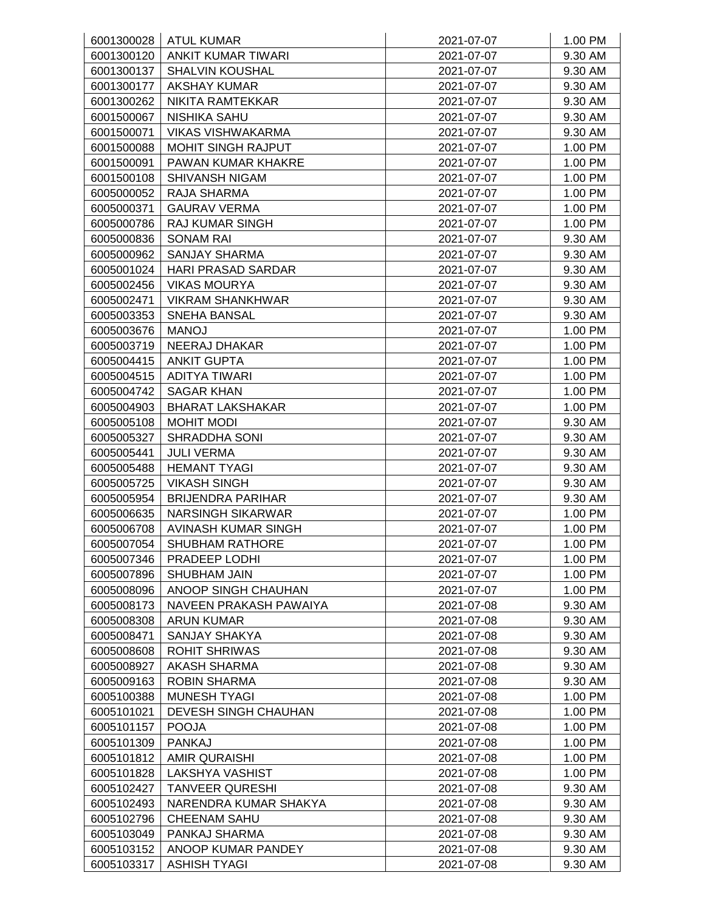| | | | |
|---|---|---|---|
| 6001300028 | ATUL KUMAR | 2021-07-07 | 1.00 PM |
| 6001300120 | ANKIT KUMAR TIWARI | 2021-07-07 | 9.30 AM |
| 6001300137 | SHALVIN KOUSHAL | 2021-07-07 | 9.30 AM |
| 6001300177 | AKSHAY KUMAR | 2021-07-07 | 9.30 AM |
| 6001300262 | NIKITA RAMTEKKAR | 2021-07-07 | 9.30 AM |
| 6001500067 | NISHIKA SAHU | 2021-07-07 | 9.30 AM |
| 6001500071 | VIKAS VISHWAKARMA | 2021-07-07 | 9.30 AM |
| 6001500088 | MOHIT SINGH RAJPUT | 2021-07-07 | 1.00 PM |
| 6001500091 | PAWAN KUMAR KHAKRE | 2021-07-07 | 1.00 PM |
| 6001500108 | SHIVANSH NIGAM | 2021-07-07 | 1.00 PM |
| 6005000052 | RAJA SHARMA | 2021-07-07 | 1.00 PM |
| 6005000371 | GAURAV VERMA | 2021-07-07 | 1.00 PM |
| 6005000786 | RAJ KUMAR SINGH | 2021-07-07 | 1.00 PM |
| 6005000836 | SONAM RAI | 2021-07-07 | 9.30 AM |
| 6005000962 | SANJAY SHARMA | 2021-07-07 | 9.30 AM |
| 6005001024 | HARI PRASAD SARDAR | 2021-07-07 | 9.30 AM |
| 6005002456 | VIKAS MOURYA | 2021-07-07 | 9.30 AM |
| 6005002471 | VIKRAM SHANKHWAR | 2021-07-07 | 9.30 AM |
| 6005003353 | SNEHA BANSAL | 2021-07-07 | 9.30 AM |
| 6005003676 | MANOJ | 2021-07-07 | 1.00 PM |
| 6005003719 | NEERAJ DHAKAR | 2021-07-07 | 1.00 PM |
| 6005004415 | ANKIT GUPTA | 2021-07-07 | 1.00 PM |
| 6005004515 | ADITYA TIWARI | 2021-07-07 | 1.00 PM |
| 6005004742 | SAGAR KHAN | 2021-07-07 | 1.00 PM |
| 6005004903 | BHARAT LAKSHAKAR | 2021-07-07 | 1.00 PM |
| 6005005108 | MOHIT MODI | 2021-07-07 | 9.30 AM |
| 6005005327 | SHRADDHA SONI | 2021-07-07 | 9.30 AM |
| 6005005441 | JULI VERMA | 2021-07-07 | 9.30 AM |
| 6005005488 | HEMANT TYAGI | 2021-07-07 | 9.30 AM |
| 6005005725 | VIKASH SINGH | 2021-07-07 | 9.30 AM |
| 6005005954 | BRIJENDRA PARIHAR | 2021-07-07 | 9.30 AM |
| 6005006635 | NARSINGH SIKARWAR | 2021-07-07 | 1.00 PM |
| 6005006708 | AVINASH KUMAR SINGH | 2021-07-07 | 1.00 PM |
| 6005007054 | SHUBHAM RATHORE | 2021-07-07 | 1.00 PM |
| 6005007346 | PRADEEP LODHI | 2021-07-07 | 1.00 PM |
| 6005007896 | SHUBHAM JAIN | 2021-07-07 | 1.00 PM |
| 6005008096 | ANOOP SINGH CHAUHAN | 2021-07-07 | 1.00 PM |
| 6005008173 | NAVEEN PRAKASH PAWAIYA | 2021-07-08 | 9.30 AM |
| 6005008308 | ARUN KUMAR | 2021-07-08 | 9.30 AM |
| 6005008471 | SANJAY SHAKYA | 2021-07-08 | 9.30 AM |
| 6005008608 | ROHIT SHRIWAS | 2021-07-08 | 9.30 AM |
| 6005008927 | AKASH SHARMA | 2021-07-08 | 9.30 AM |
| 6005009163 | ROBIN SHARMA | 2021-07-08 | 9.30 AM |
| 6005100388 | MUNESH TYAGI | 2021-07-08 | 1.00 PM |
| 6005101021 | DEVESH SINGH CHAUHAN | 2021-07-08 | 1.00 PM |
| 6005101157 | POOJA | 2021-07-08 | 1.00 PM |
| 6005101309 | PANKAJ | 2021-07-08 | 1.00 PM |
| 6005101812 | AMIR QURAISHI | 2021-07-08 | 1.00 PM |
| 6005101828 | LAKSHYA VASHIST | 2021-07-08 | 1.00 PM |
| 6005102427 | TANVEER QURESHI | 2021-07-08 | 9.30 AM |
| 6005102493 | NARENDRA KUMAR SHAKYA | 2021-07-08 | 9.30 AM |
| 6005102796 | CHEENAM SAHU | 2021-07-08 | 9.30 AM |
| 6005103049 | PANKAJ SHARMA | 2021-07-08 | 9.30 AM |
| 6005103152 | ANOOP KUMAR PANDEY | 2021-07-08 | 9.30 AM |
| 6005103317 | ASHISH TYAGI | 2021-07-08 | 9.30 AM |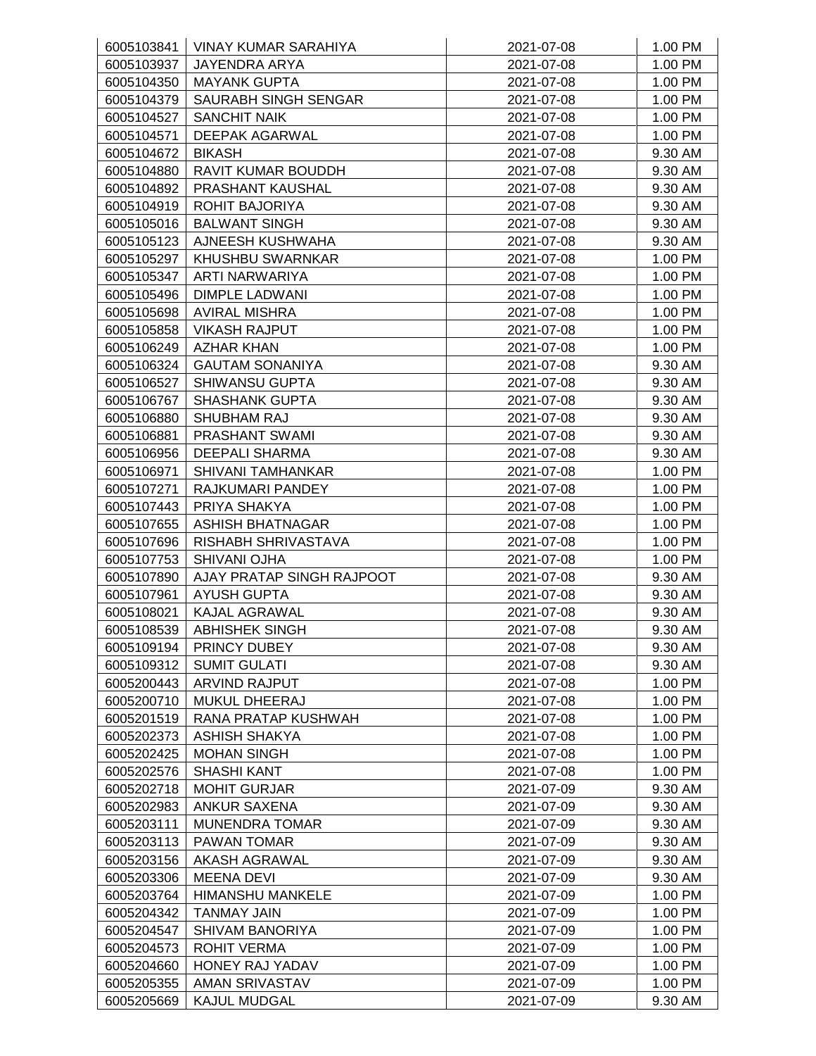| | | | |
|---|---|---|---|
| 6005103841 | VINAY KUMAR SARAHIYA | 2021-07-08 | 1.00 PM |
| 6005103937 | JAYENDRA ARYA | 2021-07-08 | 1.00 PM |
| 6005104350 | MAYANK GUPTA | 2021-07-08 | 1.00 PM |
| 6005104379 | SAURABH SINGH SENGAR | 2021-07-08 | 1.00 PM |
| 6005104527 | SANCHIT NAIK | 2021-07-08 | 1.00 PM |
| 6005104571 | DEEPAK AGARWAL | 2021-07-08 | 1.00 PM |
| 6005104672 | BIKASH | 2021-07-08 | 9.30 AM |
| 6005104880 | RAVIT KUMAR BOUDDH | 2021-07-08 | 9.30 AM |
| 6005104892 | PRASHANT KAUSHAL | 2021-07-08 | 9.30 AM |
| 6005104919 | ROHIT BAJORIYA | 2021-07-08 | 9.30 AM |
| 6005105016 | BALWANT SINGH | 2021-07-08 | 9.30 AM |
| 6005105123 | AJNEESH KUSHWAHA | 2021-07-08 | 9.30 AM |
| 6005105297 | KHUSHBU SWARNKAR | 2021-07-08 | 1.00 PM |
| 6005105347 | ARTI NARWARIYA | 2021-07-08 | 1.00 PM |
| 6005105496 | DIMPLE LADWANI | 2021-07-08 | 1.00 PM |
| 6005105698 | AVIRAL MISHRA | 2021-07-08 | 1.00 PM |
| 6005105858 | VIKASH RAJPUT | 2021-07-08 | 1.00 PM |
| 6005106249 | AZHAR KHAN | 2021-07-08 | 1.00 PM |
| 6005106324 | GAUTAM SONANIYA | 2021-07-08 | 9.30 AM |
| 6005106527 | SHIWANSU GUPTA | 2021-07-08 | 9.30 AM |
| 6005106767 | SHASHANK GUPTA | 2021-07-08 | 9.30 AM |
| 6005106880 | SHUBHAM RAJ | 2021-07-08 | 9.30 AM |
| 6005106881 | PRASHANT SWAMI | 2021-07-08 | 9.30 AM |
| 6005106956 | DEEPALI SHARMA | 2021-07-08 | 9.30 AM |
| 6005106971 | SHIVANI TAMHANKAR | 2021-07-08 | 1.00 PM |
| 6005107271 | RAJKUMARI PANDEY | 2021-07-08 | 1.00 PM |
| 6005107443 | PRIYA SHAKYA | 2021-07-08 | 1.00 PM |
| 6005107655 | ASHISH BHATNAGAR | 2021-07-08 | 1.00 PM |
| 6005107696 | RISHABH SHRIVASTAVA | 2021-07-08 | 1.00 PM |
| 6005107753 | SHIVANI OJHA | 2021-07-08 | 1.00 PM |
| 6005107890 | AJAY PRATAP SINGH RAJPOOT | 2021-07-08 | 9.30 AM |
| 6005107961 | AYUSH GUPTA | 2021-07-08 | 9.30 AM |
| 6005108021 | KAJAL AGRAWAL | 2021-07-08 | 9.30 AM |
| 6005108539 | ABHISHEK SINGH | 2021-07-08 | 9.30 AM |
| 6005109194 | PRINCY DUBEY | 2021-07-08 | 9.30 AM |
| 6005109312 | SUMIT GULATI | 2021-07-08 | 9.30 AM |
| 6005200443 | ARVIND RAJPUT | 2021-07-08 | 1.00 PM |
| 6005200710 | MUKUL DHEERAJ | 2021-07-08 | 1.00 PM |
| 6005201519 | RANA PRATAP KUSHWAH | 2021-07-08 | 1.00 PM |
| 6005202373 | ASHISH SHAKYA | 2021-07-08 | 1.00 PM |
| 6005202425 | MOHAN SINGH | 2021-07-08 | 1.00 PM |
| 6005202576 | SHASHI KANT | 2021-07-08 | 1.00 PM |
| 6005202718 | MOHIT GURJAR | 2021-07-09 | 9.30 AM |
| 6005202983 | ANKUR SAXENA | 2021-07-09 | 9.30 AM |
| 6005203111 | MUNENDRA TOMAR | 2021-07-09 | 9.30 AM |
| 6005203113 | PAWAN TOMAR | 2021-07-09 | 9.30 AM |
| 6005203156 | AKASH AGRAWAL | 2021-07-09 | 9.30 AM |
| 6005203306 | MEENA DEVI | 2021-07-09 | 9.30 AM |
| 6005203764 | HIMANSHU MANKELE | 2021-07-09 | 1.00 PM |
| 6005204342 | TANMAY JAIN | 2021-07-09 | 1.00 PM |
| 6005204547 | SHIVAM BANORIYA | 2021-07-09 | 1.00 PM |
| 6005204573 | ROHIT VERMA | 2021-07-09 | 1.00 PM |
| 6005204660 | HONEY RAJ YADAV | 2021-07-09 | 1.00 PM |
| 6005205355 | AMAN SRIVASTAV | 2021-07-09 | 1.00 PM |
| 6005205669 | KAJUL MUDGAL | 2021-07-09 | 9.30 AM |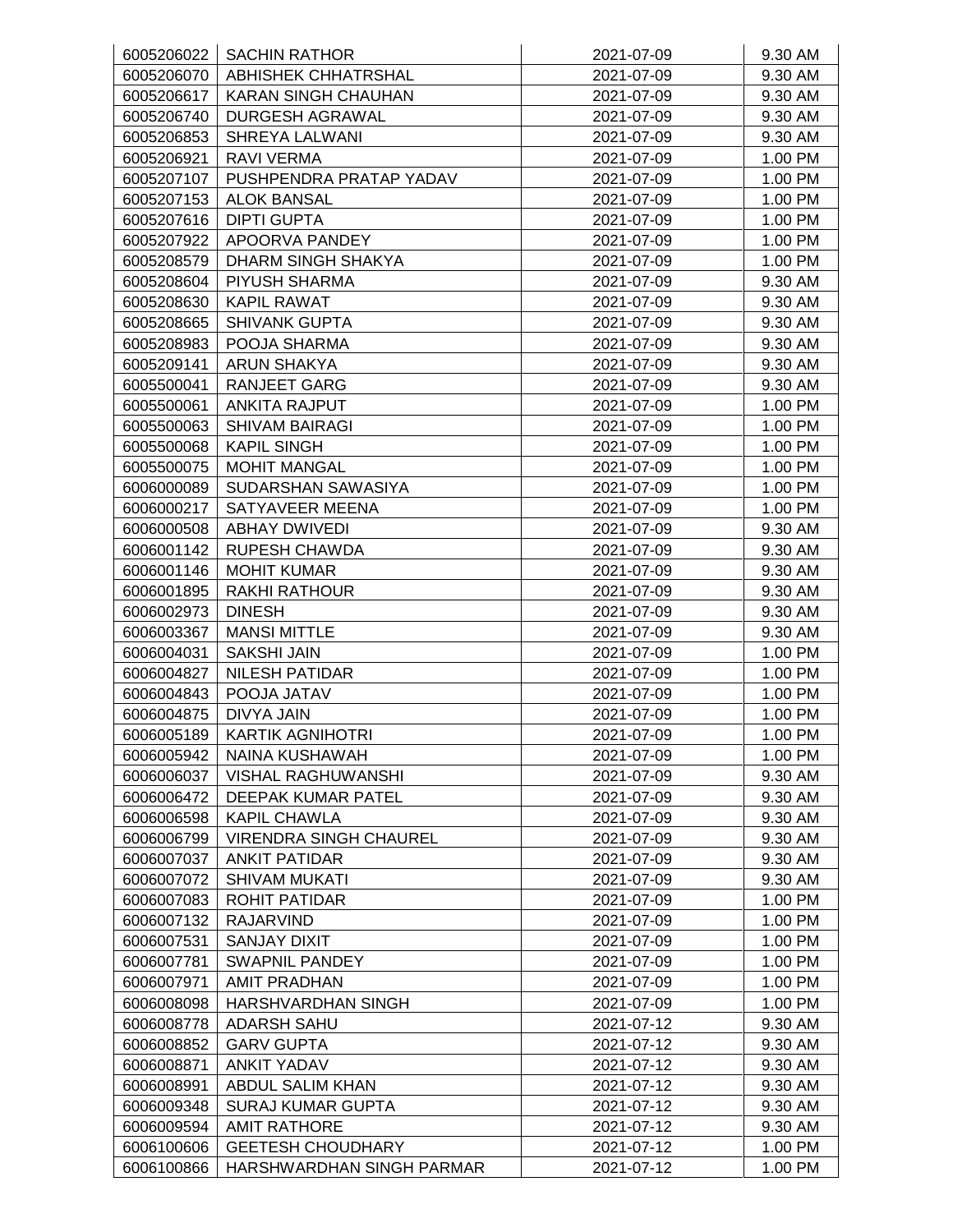| | | | |
|---|---|---|---|
| 6005206022 | SACHIN RATHOR | 2021-07-09 | 9.30 AM |
| 6005206070 | ABHISHEK CHHATRSHAL | 2021-07-09 | 9.30 AM |
| 6005206617 | KARAN SINGH CHAUHAN | 2021-07-09 | 9.30 AM |
| 6005206740 | DURGESH AGRAWAL | 2021-07-09 | 9.30 AM |
| 6005206853 | SHREYA LALWANI | 2021-07-09 | 9.30 AM |
| 6005206921 | RAVI VERMA | 2021-07-09 | 1.00 PM |
| 6005207107 | PUSHPENDRA PRATAP YADAV | 2021-07-09 | 1.00 PM |
| 6005207153 | ALOK BANSAL | 2021-07-09 | 1.00 PM |
| 6005207616 | DIPTI GUPTA | 2021-07-09 | 1.00 PM |
| 6005207922 | APOORVA PANDEY | 2021-07-09 | 1.00 PM |
| 6005208579 | DHARM SINGH SHAKYA | 2021-07-09 | 1.00 PM |
| 6005208604 | PIYUSH SHARMA | 2021-07-09 | 9.30 AM |
| 6005208630 | KAPIL RAWAT | 2021-07-09 | 9.30 AM |
| 6005208665 | SHIVANK GUPTA | 2021-07-09 | 9.30 AM |
| 6005208983 | POOJA SHARMA | 2021-07-09 | 9.30 AM |
| 6005209141 | ARUN SHAKYA | 2021-07-09 | 9.30 AM |
| 6005500041 | RANJEET GARG | 2021-07-09 | 9.30 AM |
| 6005500061 | ANKITA RAJPUT | 2021-07-09 | 1.00 PM |
| 6005500063 | SHIVAM BAIRAGI | 2021-07-09 | 1.00 PM |
| 6005500068 | KAPIL SINGH | 2021-07-09 | 1.00 PM |
| 6005500075 | MOHIT MANGAL | 2021-07-09 | 1.00 PM |
| 6006000089 | SUDARSHAN SAWASIYA | 2021-07-09 | 1.00 PM |
| 6006000217 | SATYAVEER MEENA | 2021-07-09 | 1.00 PM |
| 6006000508 | ABHAY DWIVEDI | 2021-07-09 | 9.30 AM |
| 6006001142 | RUPESH CHAWDA | 2021-07-09 | 9.30 AM |
| 6006001146 | MOHIT KUMAR | 2021-07-09 | 9.30 AM |
| 6006001895 | RAKHI RATHOUR | 2021-07-09 | 9.30 AM |
| 6006002973 | DINESH | 2021-07-09 | 9.30 AM |
| 6006003367 | MANSI MITTLE | 2021-07-09 | 9.30 AM |
| 6006004031 | SAKSHI JAIN | 2021-07-09 | 1.00 PM |
| 6006004827 | NILESH PATIDAR | 2021-07-09 | 1.00 PM |
| 6006004843 | POOJA JATAV | 2021-07-09 | 1.00 PM |
| 6006004875 | DIVYA JAIN | 2021-07-09 | 1.00 PM |
| 6006005189 | KARTIK AGNIHOTRI | 2021-07-09 | 1.00 PM |
| 6006005942 | NAINA KUSHAWAH | 2021-07-09 | 1.00 PM |
| 6006006037 | VISHAL RAGHUWANSHI | 2021-07-09 | 9.30 AM |
| 6006006472 | DEEPAK KUMAR PATEL | 2021-07-09 | 9.30 AM |
| 6006006598 | KAPIL CHAWLA | 2021-07-09 | 9.30 AM |
| 6006006799 | VIRENDRA SINGH CHAUREL | 2021-07-09 | 9.30 AM |
| 6006007037 | ANKIT PATIDAR | 2021-07-09 | 9.30 AM |
| 6006007072 | SHIVAM MUKATI | 2021-07-09 | 9.30 AM |
| 6006007083 | ROHIT PATIDAR | 2021-07-09 | 1.00 PM |
| 6006007132 | RAJARVIND | 2021-07-09 | 1.00 PM |
| 6006007531 | SANJAY DIXIT | 2021-07-09 | 1.00 PM |
| 6006007781 | SWAPNIL PANDEY | 2021-07-09 | 1.00 PM |
| 6006007971 | AMIT PRADHAN | 2021-07-09 | 1.00 PM |
| 6006008098 | HARSHVARDHAN SINGH | 2021-07-09 | 1.00 PM |
| 6006008778 | ADARSH SAHU | 2021-07-12 | 9.30 AM |
| 6006008852 | GARV GUPTA | 2021-07-12 | 9.30 AM |
| 6006008871 | ANKIT YADAV | 2021-07-12 | 9.30 AM |
| 6006008991 | ABDUL SALIM KHAN | 2021-07-12 | 9.30 AM |
| 6006009348 | SURAJ KUMAR GUPTA | 2021-07-12 | 9.30 AM |
| 6006009594 | AMIT RATHORE | 2021-07-12 | 9.30 AM |
| 6006100606 | GEETESH CHOUDHARY | 2021-07-12 | 1.00 PM |
| 6006100866 | HARSHWARDHAN SINGH PARMAR | 2021-07-12 | 1.00 PM |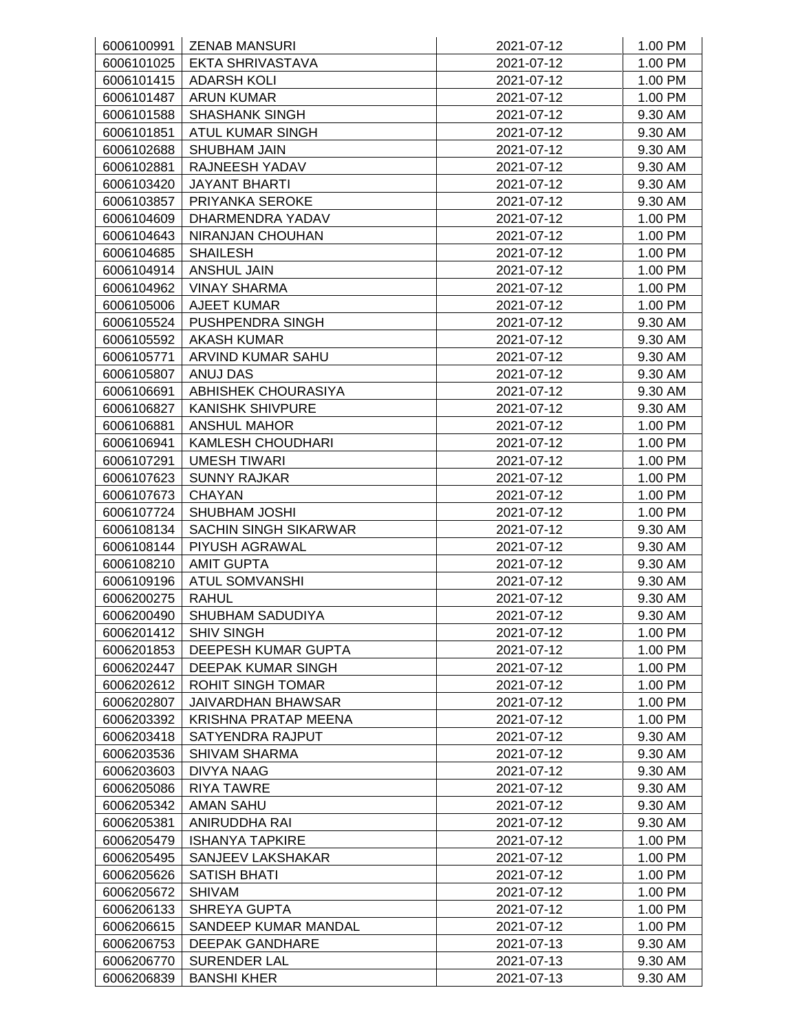| | | | |
|---|---|---|---|
| 6006100991 | ZENAB MANSURI | 2021-07-12 | 1.00 PM |
| 6006101025 | EKTA SHRIVASTAVA | 2021-07-12 | 1.00 PM |
| 6006101415 | ADARSH KOLI | 2021-07-12 | 1.00 PM |
| 6006101487 | ARUN KUMAR | 2021-07-12 | 1.00 PM |
| 6006101588 | SHASHANK SINGH | 2021-07-12 | 9.30 AM |
| 6006101851 | ATUL KUMAR SINGH | 2021-07-12 | 9.30 AM |
| 6006102688 | SHUBHAM JAIN | 2021-07-12 | 9.30 AM |
| 6006102881 | RAJNEESH YADAV | 2021-07-12 | 9.30 AM |
| 6006103420 | JAYANT BHARTI | 2021-07-12 | 9.30 AM |
| 6006103857 | PRIYANKA SEROKE | 2021-07-12 | 9.30 AM |
| 6006104609 | DHARMENDRA YADAV | 2021-07-12 | 1.00 PM |
| 6006104643 | NIRANJAN CHOUHAN | 2021-07-12 | 1.00 PM |
| 6006104685 | SHAILESH | 2021-07-12 | 1.00 PM |
| 6006104914 | ANSHUL JAIN | 2021-07-12 | 1.00 PM |
| 6006104962 | VINAY SHARMA | 2021-07-12 | 1.00 PM |
| 6006105006 | AJEET KUMAR | 2021-07-12 | 1.00 PM |
| 6006105524 | PUSHPENDRA SINGH | 2021-07-12 | 9.30 AM |
| 6006105592 | AKASH KUMAR | 2021-07-12 | 9.30 AM |
| 6006105771 | ARVIND KUMAR SAHU | 2021-07-12 | 9.30 AM |
| 6006105807 | ANUJ DAS | 2021-07-12 | 9.30 AM |
| 6006106691 | ABHISHEK CHOURASIYA | 2021-07-12 | 9.30 AM |
| 6006106827 | KANISHK SHIVPURE | 2021-07-12 | 9.30 AM |
| 6006106881 | ANSHUL MAHOR | 2021-07-12 | 1.00 PM |
| 6006106941 | KAMLESH CHOUDHARI | 2021-07-12 | 1.00 PM |
| 6006107291 | UMESH TIWARI | 2021-07-12 | 1.00 PM |
| 6006107623 | SUNNY RAJKAR | 2021-07-12 | 1.00 PM |
| 6006107673 | CHAYAN | 2021-07-12 | 1.00 PM |
| 6006107724 | SHUBHAM JOSHI | 2021-07-12 | 1.00 PM |
| 6006108134 | SACHIN SINGH SIKARWAR | 2021-07-12 | 9.30 AM |
| 6006108144 | PIYUSH AGRAWAL | 2021-07-12 | 9.30 AM |
| 6006108210 | AMIT GUPTA | 2021-07-12 | 9.30 AM |
| 6006109196 | ATUL SOMVANSHI | 2021-07-12 | 9.30 AM |
| 6006200275 | RAHUL | 2021-07-12 | 9.30 AM |
| 6006200490 | SHUBHAM SADUDIYA | 2021-07-12 | 9.30 AM |
| 6006201412 | SHIV SINGH | 2021-07-12 | 1.00 PM |
| 6006201853 | DEEPESH KUMAR GUPTA | 2021-07-12 | 1.00 PM |
| 6006202447 | DEEPAK KUMAR SINGH | 2021-07-12 | 1.00 PM |
| 6006202612 | ROHIT SINGH TOMAR | 2021-07-12 | 1.00 PM |
| 6006202807 | JAIVARDHAN BHAWSAR | 2021-07-12 | 1.00 PM |
| 6006203392 | KRISHNA PRATAP MEENA | 2021-07-12 | 1.00 PM |
| 6006203418 | SATYENDRA RAJPUT | 2021-07-12 | 9.30 AM |
| 6006203536 | SHIVAM SHARMA | 2021-07-12 | 9.30 AM |
| 6006203603 | DIVYA NAAG | 2021-07-12 | 9.30 AM |
| 6006205086 | RIYA TAWRE | 2021-07-12 | 9.30 AM |
| 6006205342 | AMAN SAHU | 2021-07-12 | 9.30 AM |
| 6006205381 | ANIRUDDHA RAI | 2021-07-12 | 9.30 AM |
| 6006205479 | ISHANYA TAPKIRE | 2021-07-12 | 1.00 PM |
| 6006205495 | SANJEEV LAKSHAKAR | 2021-07-12 | 1.00 PM |
| 6006205626 | SATISH BHATI | 2021-07-12 | 1.00 PM |
| 6006205672 | SHIVAM | 2021-07-12 | 1.00 PM |
| 6006206133 | SHREYA GUPTA | 2021-07-12 | 1.00 PM |
| 6006206615 | SANDEEP KUMAR MANDAL | 2021-07-12 | 1.00 PM |
| 6006206753 | DEEPAK GANDHARE | 2021-07-13 | 9.30 AM |
| 6006206770 | SURENDER LAL | 2021-07-13 | 9.30 AM |
| 6006206839 | BANSHI KHER | 2021-07-13 | 9.30 AM |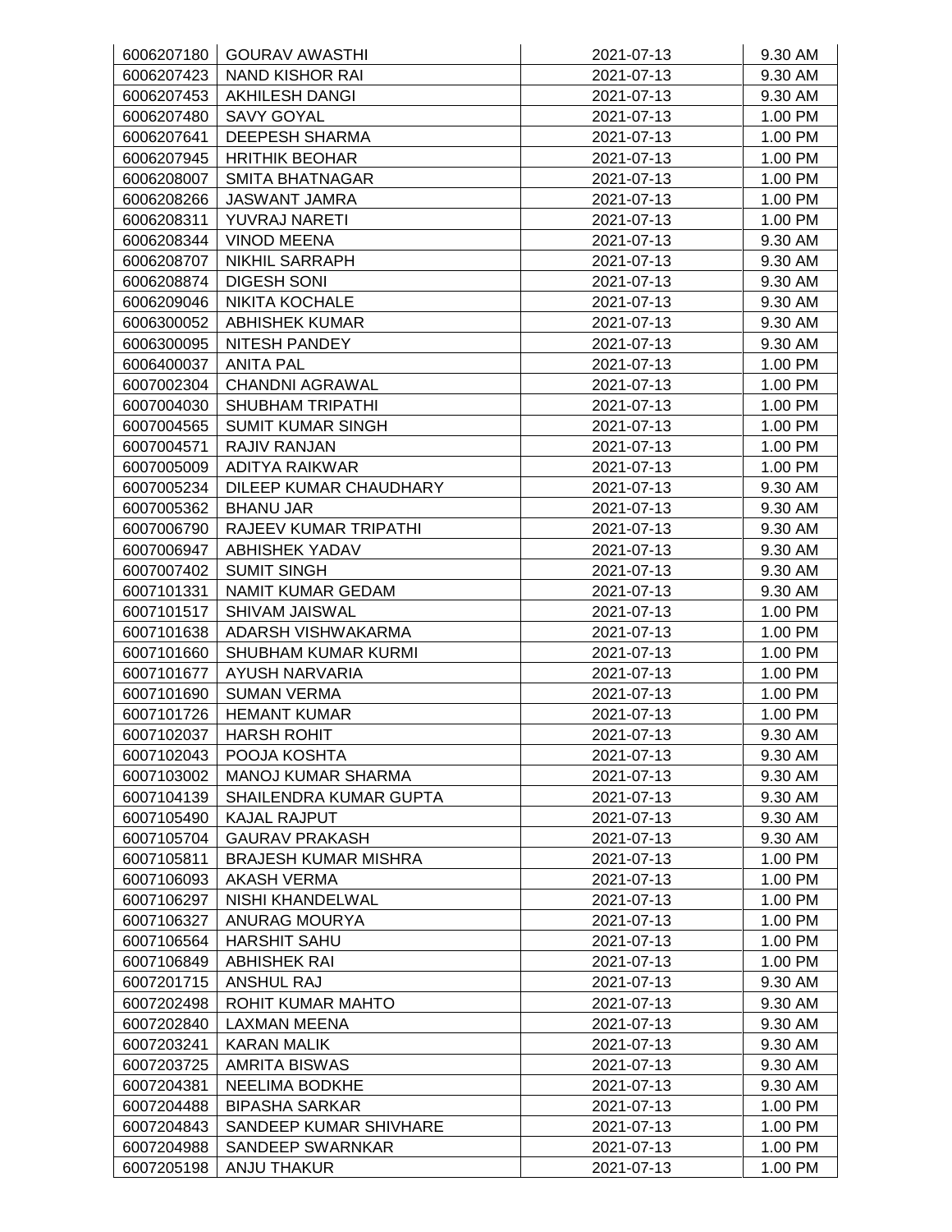| | | | |
|---|---|---|---|
| 6006207180 | GOURAV AWASTHI | 2021-07-13 | 9.30 AM |
| 6006207423 | NAND KISHOR RAI | 2021-07-13 | 9.30 AM |
| 6006207453 | AKHILESH DANGI | 2021-07-13 | 9.30 AM |
| 6006207480 | SAVY GOYAL | 2021-07-13 | 1.00 PM |
| 6006207641 | DEEPESH SHARMA | 2021-07-13 | 1.00 PM |
| 6006207945 | HRITHIK BEOHAR | 2021-07-13 | 1.00 PM |
| 6006208007 | SMITA BHATNAGAR | 2021-07-13 | 1.00 PM |
| 6006208266 | JASWANT JAMRA | 2021-07-13 | 1.00 PM |
| 6006208311 | YUVRAJ NARETI | 2021-07-13 | 1.00 PM |
| 6006208344 | VINOD MEENA | 2021-07-13 | 9.30 AM |
| 6006208707 | NIKHIL SARRAPH | 2021-07-13 | 9.30 AM |
| 6006208874 | DIGESH SONI | 2021-07-13 | 9.30 AM |
| 6006209046 | NIKITA KOCHALE | 2021-07-13 | 9.30 AM |
| 6006300052 | ABHISHEK KUMAR | 2021-07-13 | 9.30 AM |
| 6006300095 | NITESH PANDEY | 2021-07-13 | 9.30 AM |
| 6006400037 | ANITA PAL | 2021-07-13 | 1.00 PM |
| 6007002304 | CHANDNI AGRAWAL | 2021-07-13 | 1.00 PM |
| 6007004030 | SHUBHAM TRIPATHI | 2021-07-13 | 1.00 PM |
| 6007004565 | SUMIT KUMAR SINGH | 2021-07-13 | 1.00 PM |
| 6007004571 | RAJIV RANJAN | 2021-07-13 | 1.00 PM |
| 6007005009 | ADITYA RAIKWAR | 2021-07-13 | 1.00 PM |
| 6007005234 | DILEEP KUMAR CHAUDHARY | 2021-07-13 | 9.30 AM |
| 6007005362 | BHANU JAR | 2021-07-13 | 9.30 AM |
| 6007006790 | RAJEEV KUMAR TRIPATHI | 2021-07-13 | 9.30 AM |
| 6007006947 | ABHISHEK YADAV | 2021-07-13 | 9.30 AM |
| 6007007402 | SUMIT SINGH | 2021-07-13 | 9.30 AM |
| 6007101331 | NAMIT KUMAR GEDAM | 2021-07-13 | 9.30 AM |
| 6007101517 | SHIVAM JAISWAL | 2021-07-13 | 1.00 PM |
| 6007101638 | ADARSH VISHWAKARMA | 2021-07-13 | 1.00 PM |
| 6007101660 | SHUBHAM KUMAR KURMI | 2021-07-13 | 1.00 PM |
| 6007101677 | AYUSH NARVARIA | 2021-07-13 | 1.00 PM |
| 6007101690 | SUMAN VERMA | 2021-07-13 | 1.00 PM |
| 6007101726 | HEMANT KUMAR | 2021-07-13 | 1.00 PM |
| 6007102037 | HARSH ROHIT | 2021-07-13 | 9.30 AM |
| 6007102043 | POOJA KOSHTA | 2021-07-13 | 9.30 AM |
| 6007103002 | MANOJ KUMAR SHARMA | 2021-07-13 | 9.30 AM |
| 6007104139 | SHAILENDRA KUMAR GUPTA | 2021-07-13 | 9.30 AM |
| 6007105490 | KAJAL RAJPUT | 2021-07-13 | 9.30 AM |
| 6007105704 | GAURAV PRAKASH | 2021-07-13 | 9.30 AM |
| 6007105811 | BRAJESH KUMAR MISHRA | 2021-07-13 | 1.00 PM |
| 6007106093 | AKASH VERMA | 2021-07-13 | 1.00 PM |
| 6007106297 | NISHI KHANDELWAL | 2021-07-13 | 1.00 PM |
| 6007106327 | ANURAG MOURYA | 2021-07-13 | 1.00 PM |
| 6007106564 | HARSHIT SAHU | 2021-07-13 | 1.00 PM |
| 6007106849 | ABHISHEK RAI | 2021-07-13 | 1.00 PM |
| 6007201715 | ANSHUL RAJ | 2021-07-13 | 9.30 AM |
| 6007202498 | ROHIT KUMAR MAHTO | 2021-07-13 | 9.30 AM |
| 6007202840 | LAXMAN MEENA | 2021-07-13 | 9.30 AM |
| 6007203241 | KARAN MALIK | 2021-07-13 | 9.30 AM |
| 6007203725 | AMRITA BISWAS | 2021-07-13 | 9.30 AM |
| 6007204381 | NEELIMA BODKHE | 2021-07-13 | 9.30 AM |
| 6007204488 | BIPASHA SARKAR | 2021-07-13 | 1.00 PM |
| 6007204843 | SANDEEP KUMAR SHIVHARE | 2021-07-13 | 1.00 PM |
| 6007204988 | SANDEEP SWARNKAR | 2021-07-13 | 1.00 PM |
| 6007205198 | ANJU THAKUR | 2021-07-13 | 1.00 PM |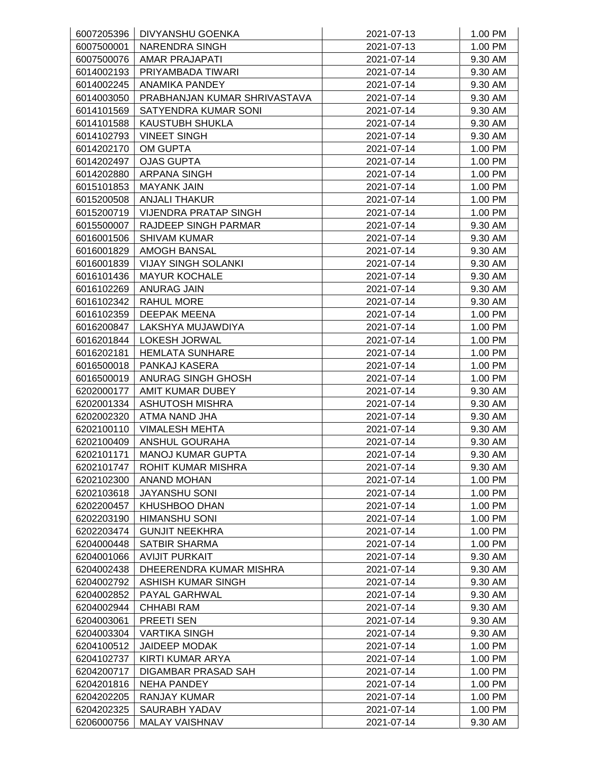| | | | |
|---|---|---|---|
| 6007205396 | DIVYANSHU GOENKA | 2021-07-13 | 1.00 PM |
| 6007500001 | NARENDRA SINGH | 2021-07-13 | 1.00 PM |
| 6007500076 | AMAR PRAJAPATI | 2021-07-14 | 9.30 AM |
| 6014002193 | PRIYAMBADA TIWARI | 2021-07-14 | 9.30 AM |
| 6014002245 | ANAMIKA PANDEY | 2021-07-14 | 9.30 AM |
| 6014003050 | PRABHANJAN KUMAR SHRIVASTAVA | 2021-07-14 | 9.30 AM |
| 6014101569 | SATYENDRA KUMAR SONI | 2021-07-14 | 9.30 AM |
| 6014101588 | KAUSTUBH SHUKLA | 2021-07-14 | 9.30 AM |
| 6014102793 | VINEET SINGH | 2021-07-14 | 9.30 AM |
| 6014202170 | OM GUPTA | 2021-07-14 | 1.00 PM |
| 6014202497 | OJAS GUPTA | 2021-07-14 | 1.00 PM |
| 6014202880 | ARPANA SINGH | 2021-07-14 | 1.00 PM |
| 6015101853 | MAYANK JAIN | 2021-07-14 | 1.00 PM |
| 6015200508 | ANJALI THAKUR | 2021-07-14 | 1.00 PM |
| 6015200719 | VIJENDRA PRATAP SINGH | 2021-07-14 | 1.00 PM |
| 6015500007 | RAJDEEP SINGH PARMAR | 2021-07-14 | 9.30 AM |
| 6016001506 | SHIVAM KUMAR | 2021-07-14 | 9.30 AM |
| 6016001829 | AMOGH BANSAL | 2021-07-14 | 9.30 AM |
| 6016001839 | VIJAY SINGH SOLANKI | 2021-07-14 | 9.30 AM |
| 6016101436 | MAYUR KOCHALE | 2021-07-14 | 9.30 AM |
| 6016102269 | ANURAG JAIN | 2021-07-14 | 9.30 AM |
| 6016102342 | RAHUL MORE | 2021-07-14 | 9.30 AM |
| 6016102359 | DEEPAK MEENA | 2021-07-14 | 1.00 PM |
| 6016200847 | LAKSHYA MUJAWDIYA | 2021-07-14 | 1.00 PM |
| 6016201844 | LOKESH JORWAL | 2021-07-14 | 1.00 PM |
| 6016202181 | HEMLATA SUNHARE | 2021-07-14 | 1.00 PM |
| 6016500018 | PANKAJ KASERA | 2021-07-14 | 1.00 PM |
| 6016500019 | ANURAG SINGH GHOSH | 2021-07-14 | 1.00 PM |
| 6202000177 | AMIT KUMAR DUBEY | 2021-07-14 | 9.30 AM |
| 6202001334 | ASHUTOSH MISHRA | 2021-07-14 | 9.30 AM |
| 6202002320 | ATMA NAND JHA | 2021-07-14 | 9.30 AM |
| 6202100110 | VIMALESH MEHTA | 2021-07-14 | 9.30 AM |
| 6202100409 | ANSHUL GOURAHA | 2021-07-14 | 9.30 AM |
| 6202101171 | MANOJ KUMAR GUPTA | 2021-07-14 | 9.30 AM |
| 6202101747 | ROHIT KUMAR MISHRA | 2021-07-14 | 9.30 AM |
| 6202102300 | ANAND MOHAN | 2021-07-14 | 1.00 PM |
| 6202103618 | JAYANSHU SONI | 2021-07-14 | 1.00 PM |
| 6202200457 | KHUSHBOO DHAN | 2021-07-14 | 1.00 PM |
| 6202203190 | HIMANSHU SONI | 2021-07-14 | 1.00 PM |
| 6202203474 | GUNJIT NEEKHRA | 2021-07-14 | 1.00 PM |
| 6204000448 | SATBIR SHARMA | 2021-07-14 | 1.00 PM |
| 6204001066 | AVIJIT PURKAIT | 2021-07-14 | 9.30 AM |
| 6204002438 | DHEERENDRA KUMAR MISHRA | 2021-07-14 | 9.30 AM |
| 6204002792 | ASHISH KUMAR SINGH | 2021-07-14 | 9.30 AM |
| 6204002852 | PAYAL GARHWAL | 2021-07-14 | 9.30 AM |
| 6204002944 | CHHABI RAM | 2021-07-14 | 9.30 AM |
| 6204003061 | PREETI SEN | 2021-07-14 | 9.30 AM |
| 6204003304 | VARTIKA SINGH | 2021-07-14 | 9.30 AM |
| 6204100512 | JAIDEEP MODAK | 2021-07-14 | 1.00 PM |
| 6204102737 | KIRTI KUMAR ARYA | 2021-07-14 | 1.00 PM |
| 6204200717 | DIGAMBAR PRASAD SAH | 2021-07-14 | 1.00 PM |
| 6204201816 | NEHA PANDEY | 2021-07-14 | 1.00 PM |
| 6204202205 | RANJAY KUMAR | 2021-07-14 | 1.00 PM |
| 6204202325 | SAURABH YADAV | 2021-07-14 | 1.00 PM |
| 6206000756 | MALAY VAISHNAV | 2021-07-14 | 9.30 AM |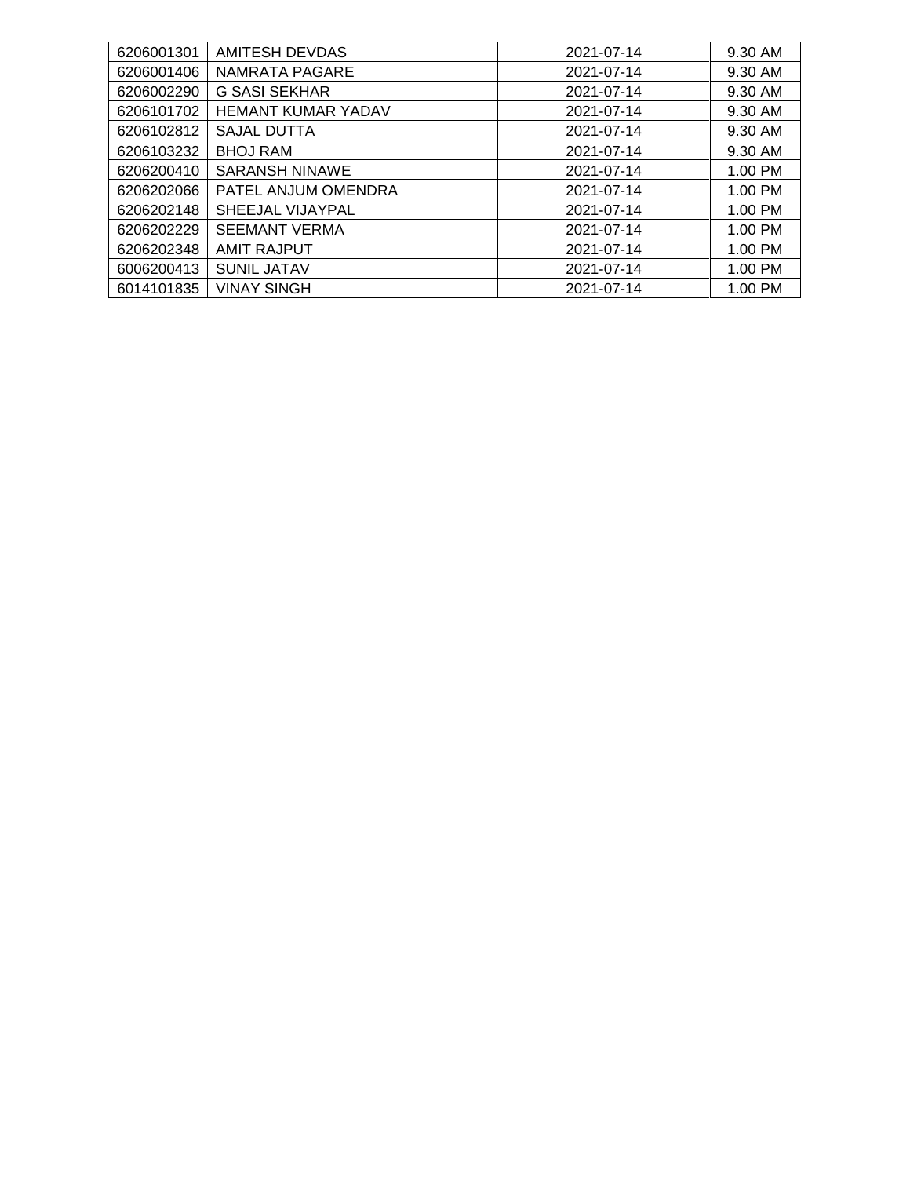| | | | |
|---|---|---|---|
| 6206001301 | AMITESH DEVDAS | 2021-07-14 | 9.30 AM |
| 6206001406 | NAMRATA PAGARE | 2021-07-14 | 9.30 AM |
| 6206002290 | G SASI SEKHAR | 2021-07-14 | 9.30 AM |
| 6206101702 | HEMANT KUMAR YADAV | 2021-07-14 | 9.30 AM |
| 6206102812 | SAJAL DUTTA | 2021-07-14 | 9.30 AM |
| 6206103232 | BHOJ RAM | 2021-07-14 | 9.30 AM |
| 6206200410 | SARANSH NINAWE | 2021-07-14 | 1.00 PM |
| 6206202066 | PATEL ANJUM OMENDRA | 2021-07-14 | 1.00 PM |
| 6206202148 | SHEEJAL VIJAYPAL | 2021-07-14 | 1.00 PM |
| 6206202229 | SEEMANT VERMA | 2021-07-14 | 1.00 PM |
| 6206202348 | AMIT RAJPUT | 2021-07-14 | 1.00 PM |
| 6006200413 | SUNIL JATAV | 2021-07-14 | 1.00 PM |
| 6014101835 | VINAY SINGH | 2021-07-14 | 1.00 PM |